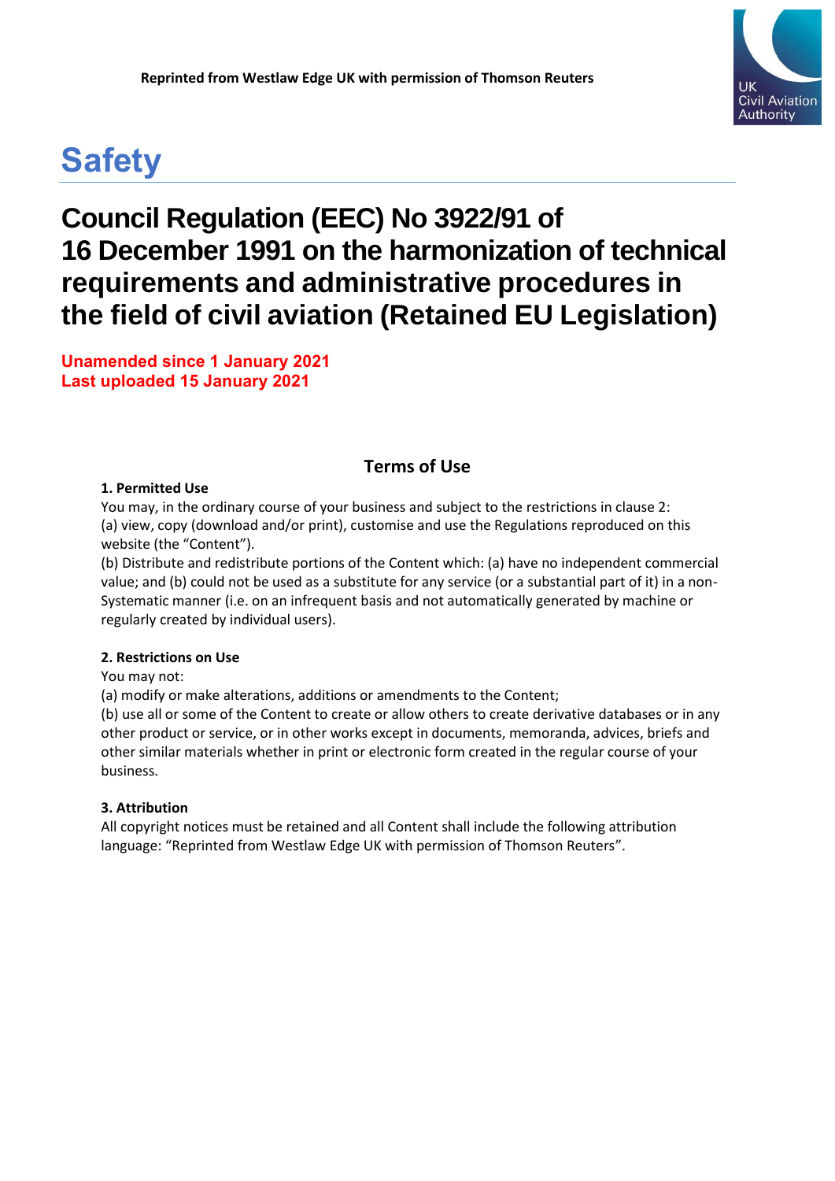**Reprinted from Westlaw Edge UK with permission of Thomson Reuters**

UK Civil Aviation Authority

# Safety

# Council Regulation (EEC) No 3922/91 of 16 December 1991 on the harmonization of technical requirements and administrative procedures in the field of civil aviation (Retained EU Legislation)

**Unamended since 1 January 2021**
**Last uploaded 15 January 2021**

## Terms of Use

**1. Permitted Use**

You may, in the ordinary course of your business and subject to the restrictions in clause 2:

(a) view, copy (download and/or print), customise and use the Regulations reproduced on this website (the "Content").

(b) Distribute and redistribute portions of the Content which: (a) have no independent commercial value; and (b) could not be used as a substitute for any service (or a substantial part of it) in a non-Systematic manner (i.e. on an infrequent basis and not automatically generated by machine or regularly created by individual users).

**2. Restrictions on Use**

You may not:

(a) modify or make alterations, additions or amendments to the Content;

(b) use all or some of the Content to create or allow others to create derivative databases or in any other product or service, or in other works except in documents, memoranda, advices, briefs and other similar materials whether in print or electronic form created in the regular course of your business.

**3. Attribution**

All copyright notices must be retained and all Content shall include the following attribution language: "Reprinted from Westlaw Edge UK with permission of Thomson Reuters".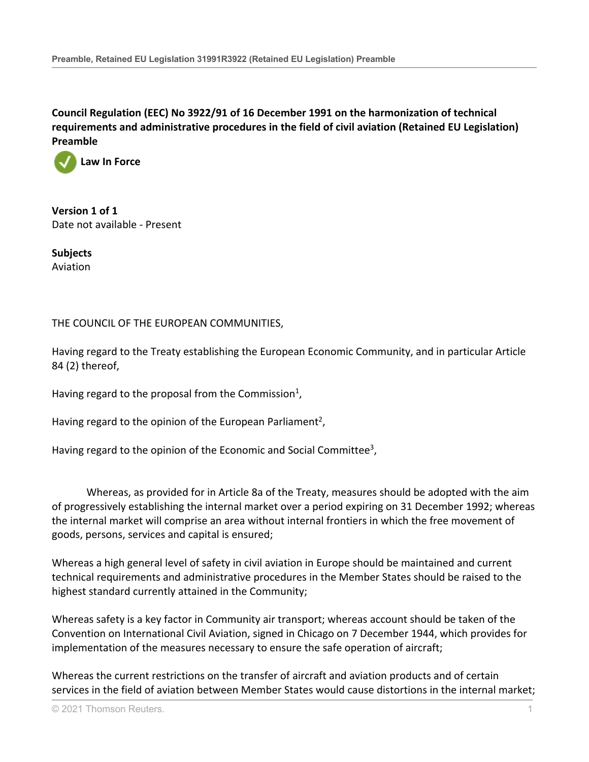**Council Regulation (EEC) No 3922/91 of 16 December 1991 on the harmonization of technical requirements and administrative procedures in the field of civil aviation (Retained EU Legislation) Preamble**

**Law In Force**

**Version 1 of 1**
Date not available - Present

**Subjects**
Aviation

THE COUNCIL OF THE EUROPEAN COMMUNITIES,

Having regard to the Treaty establishing the European Economic Community, and in particular Article 84 (2) thereof,

Having regard to the proposal from the Commission[1],

Having regard to the opinion of the European Parliament[2],

Having regard to the opinion of the Economic and Social Committee[3],

Whereas, as provided for in Article 8a of the Treaty, measures should be adopted with the aim of progressively establishing the internal market over a period expiring on 31 December 1992; whereas the internal market will comprise an area without internal frontiers in which the free movement of goods, persons, services and capital is ensured;

Whereas a high general level of safety in civil aviation in Europe should be maintained and current technical requirements and administrative procedures in the Member States should be raised to the highest standard currently attained in the Community;

Whereas safety is a key factor in Community air transport; whereas account should be taken of the Convention on International Civil Aviation, signed in Chicago on 7 December 1944, which provides for implementation of the measures necessary to ensure the safe operation of aircraft;

Whereas the current restrictions on the transfer of aircraft and aviation products and of certain services in the field of aviation between Member States would cause distortions in the internal market;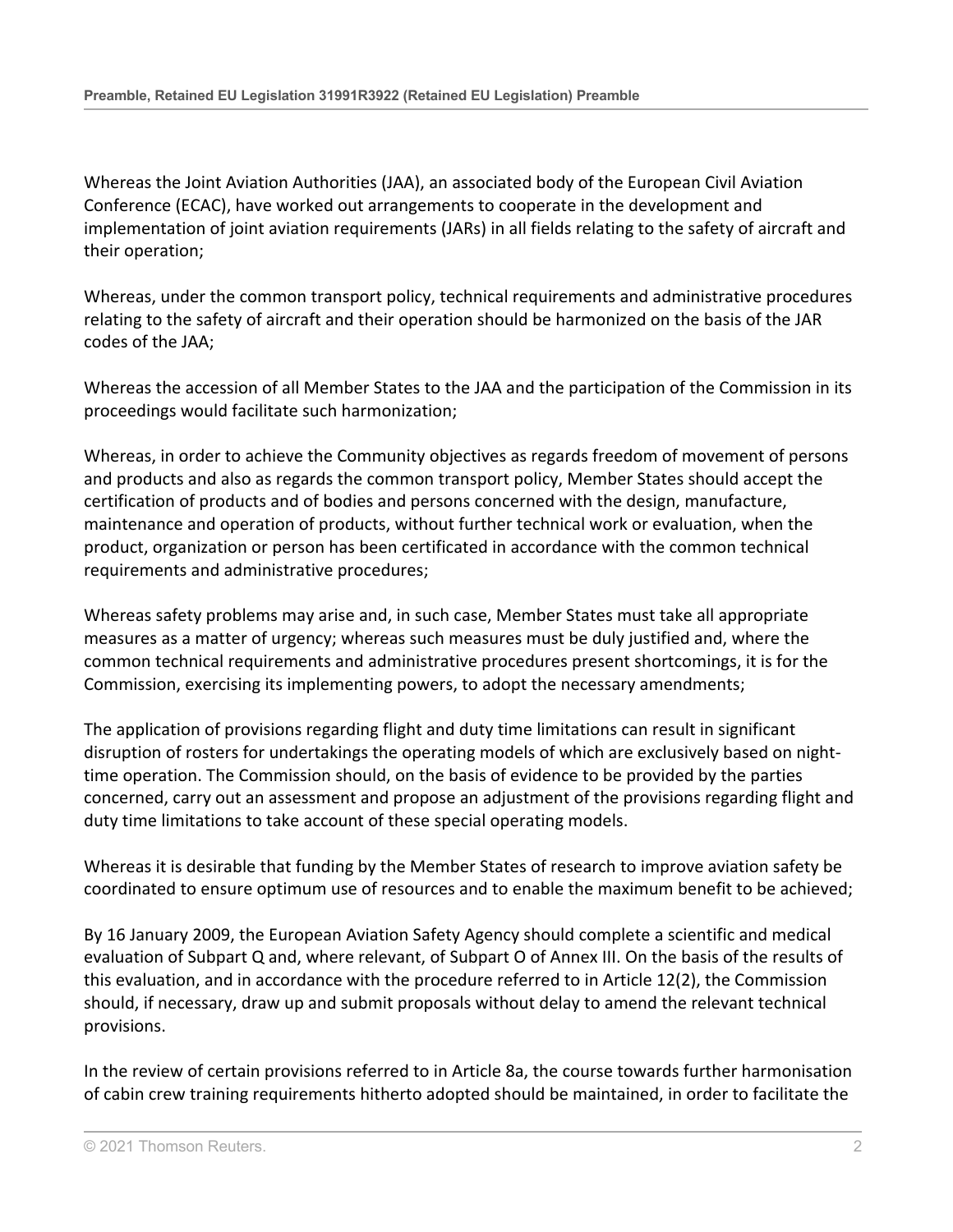Whereas the Joint Aviation Authorities (JAA), an associated body of the European Civil Aviation Conference (ECAC), have worked out arrangements to cooperate in the development and implementation of joint aviation requirements (JARs) in all fields relating to the safety of aircraft and their operation;

Whereas, under the common transport policy, technical requirements and administrative procedures relating to the safety of aircraft and their operation should be harmonized on the basis of the JAR codes of the JAA;

Whereas the accession of all Member States to the JAA and the participation of the Commission in its proceedings would facilitate such harmonization;

Whereas, in order to achieve the Community objectives as regards freedom of movement of persons and products and also as regards the common transport policy, Member States should accept the certification of products and of bodies and persons concerned with the design, manufacture, maintenance and operation of products, without further technical work or evaluation, when the product, organization or person has been certificated in accordance with the common technical requirements and administrative procedures;

Whereas safety problems may arise and, in such case, Member States must take all appropriate measures as a matter of urgency; whereas such measures must be duly justified and, where the common technical requirements and administrative procedures present shortcomings, it is for the Commission, exercising its implementing powers, to adopt the necessary amendments;

The application of provisions regarding flight and duty time limitations can result in significant disruption of rosters for undertakings the operating models of which are exclusively based on night-time operation. The Commission should, on the basis of evidence to be provided by the parties concerned, carry out an assessment and propose an adjustment of the provisions regarding flight and duty time limitations to take account of these special operating models.

Whereas it is desirable that funding by the Member States of research to improve aviation safety be coordinated to ensure optimum use of resources and to enable the maximum benefit to be achieved;

By 16 January 2009, the European Aviation Safety Agency should complete a scientific and medical evaluation of Subpart Q and, where relevant, of Subpart O of Annex III. On the basis of the results of this evaluation, and in accordance with the procedure referred to in Article 12(2), the Commission should, if necessary, draw up and submit proposals without delay to amend the relevant technical provisions.

In the review of certain provisions referred to in Article 8a, the course towards further harmonisation of cabin crew training requirements hitherto adopted should be maintained, in order to facilitate the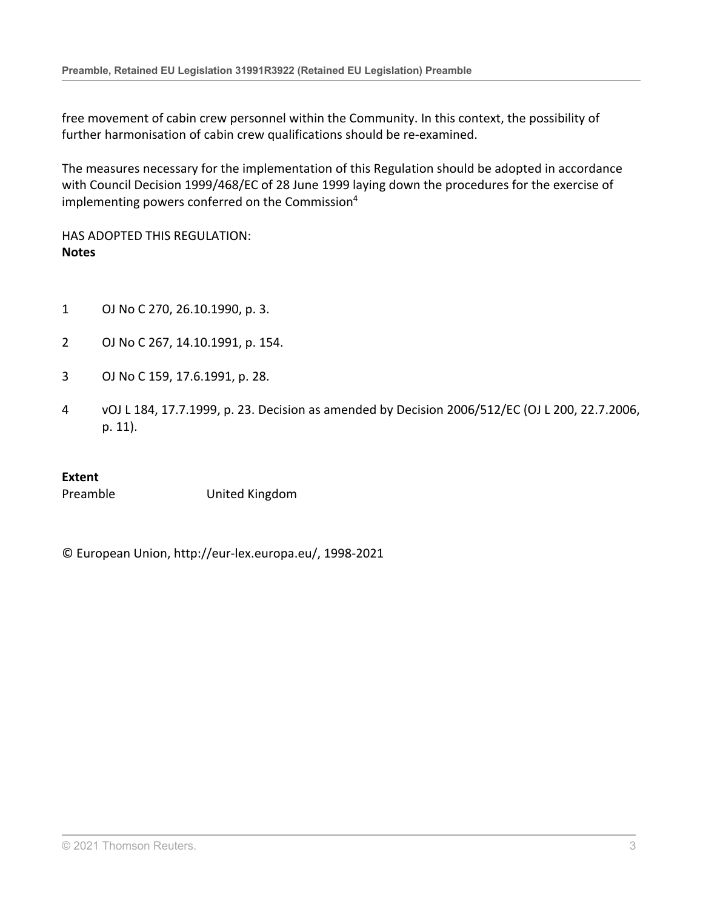free movement of cabin crew personnel within the Community. In this context, the possibility of further harmonisation of cabin crew qualifications should be re-examined.

The measures necessary for the implementation of this Regulation should be adopted in accordance with Council Decision 1999/468/EC of 28 June 1999 laying down the procedures for the exercise of implementing powers conferred on the Commission[4]

HAS ADOPTED THIS REGULATION:

**Notes**

1 OJ No C 270, 26.10.1990, p. 3.

2 OJ No C 267, 14.10.1991, p. 154.

3 OJ No C 159, 17.6.1991, p. 28.

4 vOJ L 184, 17.7.1999, p. 23. Decision as amended by Decision 2006/512/EC (OJ L 200, 22.7.2006, p. 11).

**Extent**

| Preamble | United Kingdom |
| --- | --- |

© European Union, http://eur-lex.europa.eu/, 1998-2021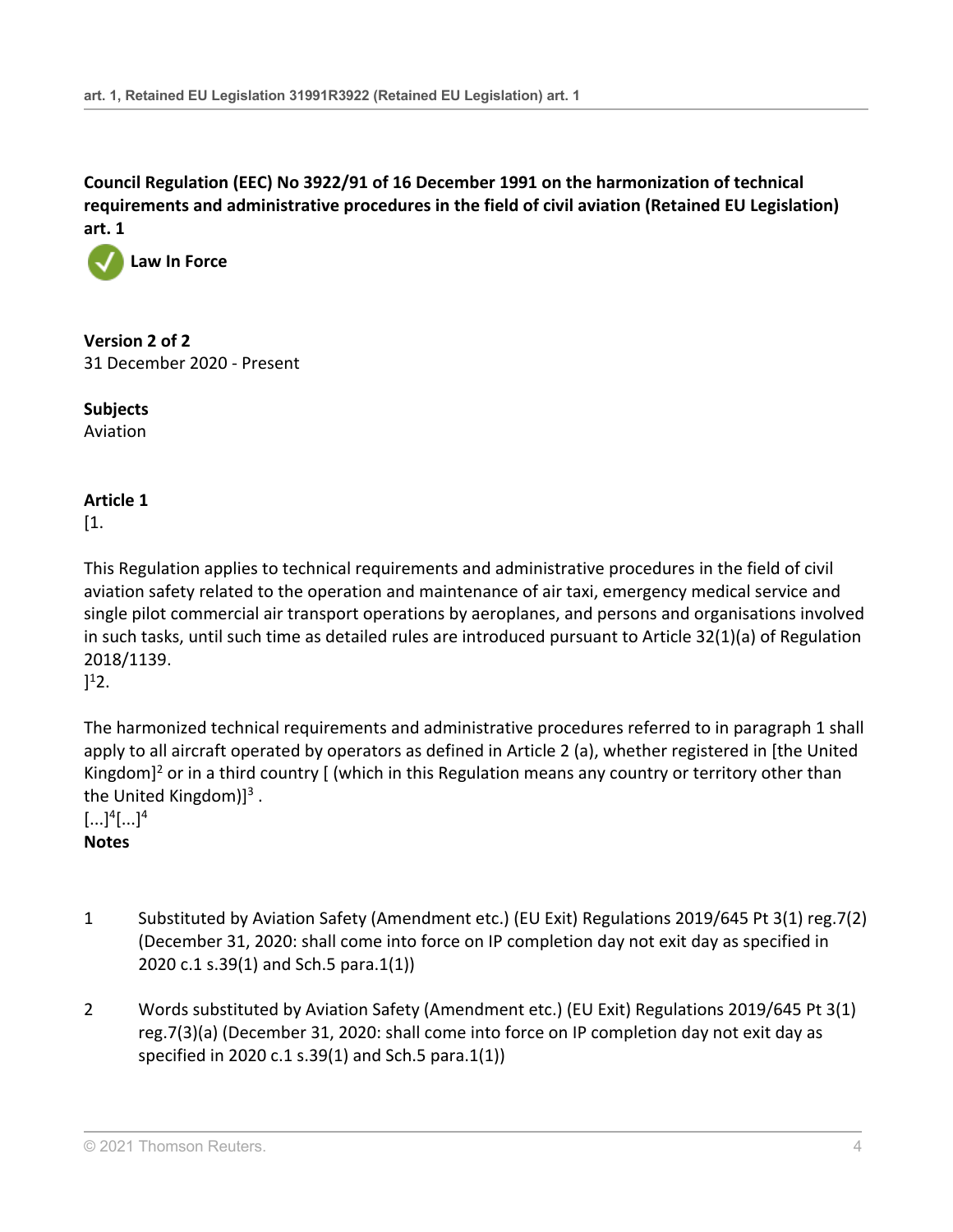**Council Regulation (EEC) No 3922/91 of 16 December 1991 on the harmonization of technical requirements and administrative procedures in the field of civil aviation (Retained EU Legislation) art. 1**

**Law In Force**

**Version 2 of 2**
31 December 2020 - Present

**Subjects**
Aviation

**Article 1**
[1.

This Regulation applies to technical requirements and administrative procedures in the field of civil aviation safety related to the operation and maintenance of air taxi, emergency medical service and single pilot commercial air transport operations by aeroplanes, and persons and organisations involved in such tasks, until such time as detailed rules are introduced pursuant to Article 32(1)(a) of Regulation 2018/1139.
][1]2.

The harmonized technical requirements and administrative procedures referred to in paragraph 1 shall apply to all aircraft operated by operators as defined in Article 2 (a), whether registered in [the United Kingdom][2] or in a third country [ (which in this Regulation means any country or territory other than the United Kingdom)][3] .
[...][4][...][4]

**Notes**

1. Substituted by Aviation Safety (Amendment etc.) (EU Exit) Regulations 2019/645 Pt 3(1) reg.7(2) (December 31, 2020: shall come into force on IP completion day not exit day as specified in 2020 c.1 s.39(1) and Sch.5 para.1(1))

2. Words substituted by Aviation Safety (Amendment etc.) (EU Exit) Regulations 2019/645 Pt 3(1) reg.7(3)(a) (December 31, 2020: shall come into force on IP completion day not exit day as specified in 2020 c.1 s.39(1) and Sch.5 para.1(1))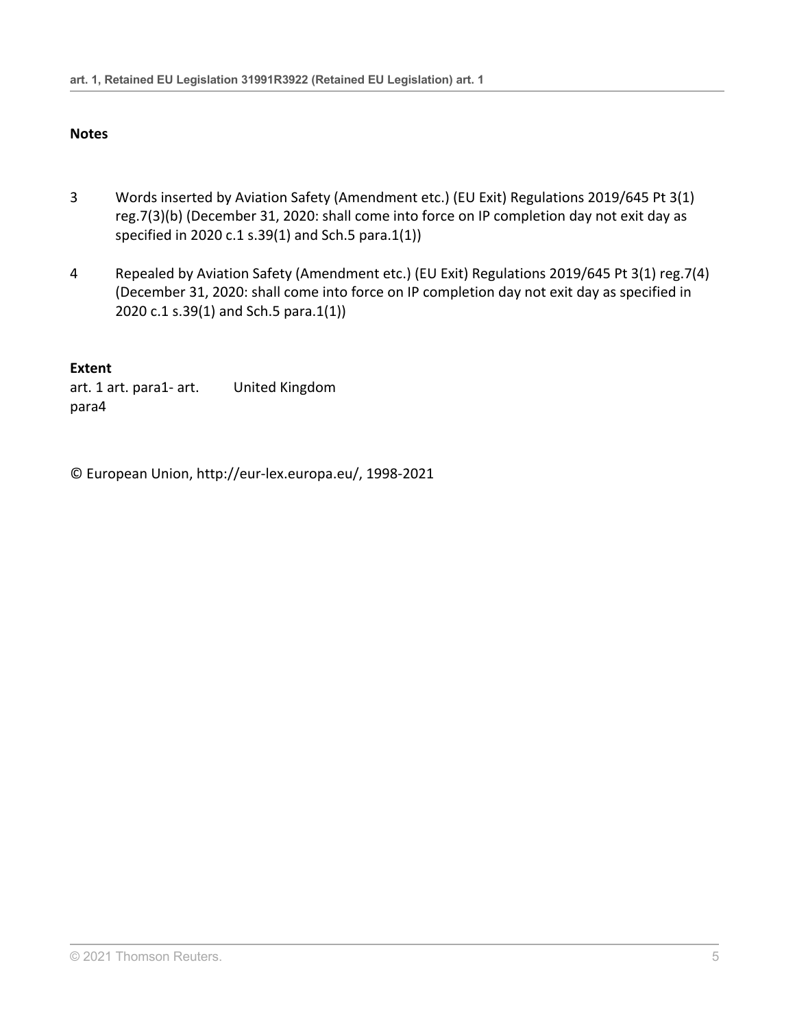**Notes**

3 Words inserted by Aviation Safety (Amendment etc.) (EU Exit) Regulations 2019/645 Pt 3(1) reg.7(3)(b) (December 31, 2020: shall come into force on IP completion day not exit day as specified in 2020 c.1 s.39(1) and Sch.5 para.1(1))

4 Repealed by Aviation Safety (Amendment etc.) (EU Exit) Regulations 2019/645 Pt 3(1) reg.7(4) (December 31, 2020: shall come into force on IP completion day not exit day as specified in 2020 c.1 s.39(1) and Sch.5 para.1(1))

**Extent**

| | |
|---|---|
| art. 1 art. para1- art. para4 | United Kingdom |

© European Union, http://eur-lex.europa.eu/, 1998-2021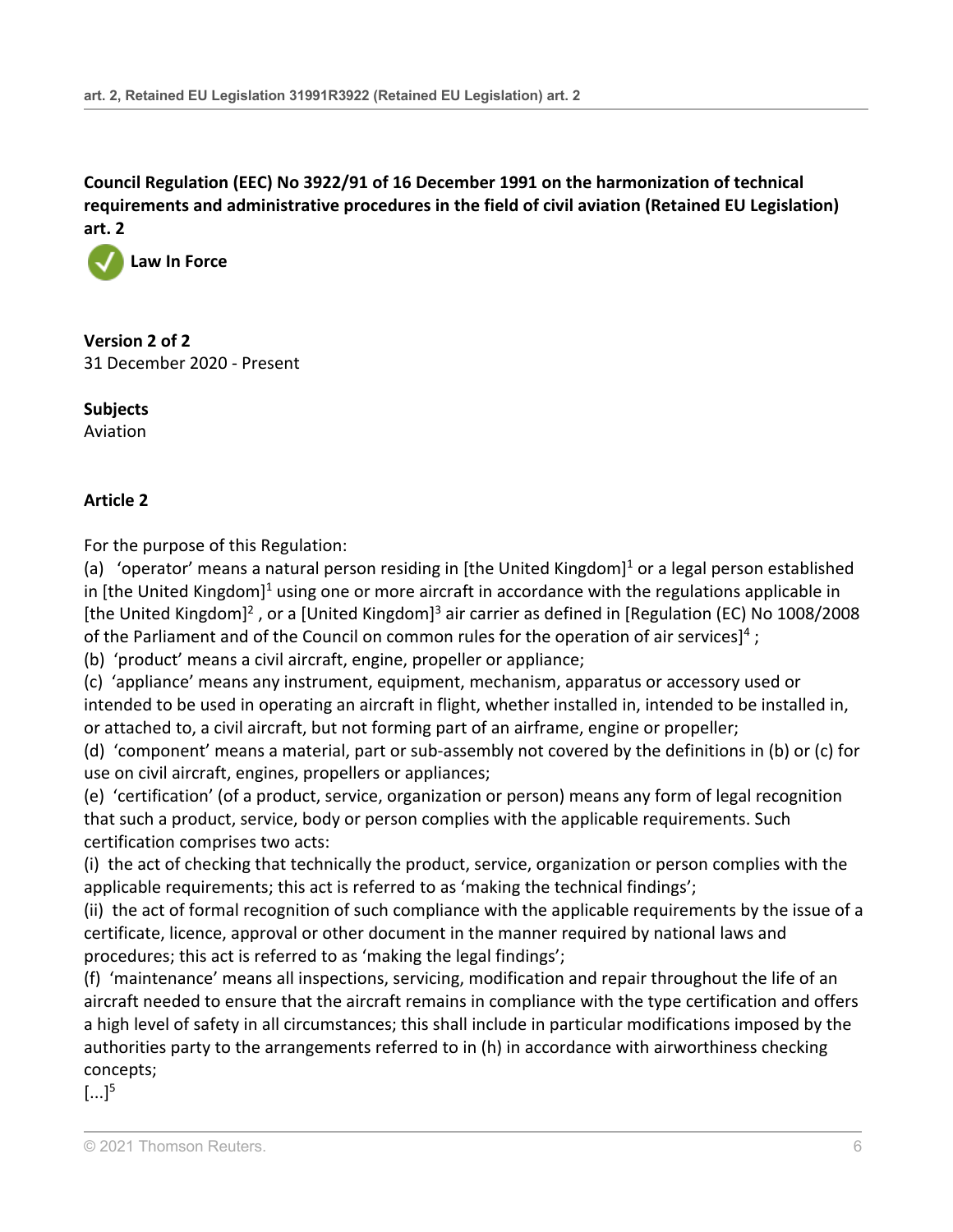**Council Regulation (EEC) No 3922/91 of 16 December 1991 on the harmonization of technical requirements and administrative procedures in the field of civil aviation (Retained EU Legislation) art. 2**

**Law In Force**

**Version 2 of 2**
31 December 2020 - Present

**Subjects**
Aviation

**Article 2**

For the purpose of this Regulation:

(a) 'operator' means a natural person residing in [the United Kingdom][1] or a legal person established in [the United Kingdom][1] using one or more aircraft in accordance with the regulations applicable in [the United Kingdom][2] , or a [United Kingdom][3] air carrier as defined in [Regulation (EC) No 1008/2008 of the Parliament and of the Council on common rules for the operation of air services][4] ;

(b) 'product' means a civil aircraft, engine, propeller or appliance;

(c) 'appliance' means any instrument, equipment, mechanism, apparatus or accessory used or intended to be used in operating an aircraft in flight, whether installed in, intended to be installed in, or attached to, a civil aircraft, but not forming part of an airframe, engine or propeller;

(d) 'component' means a material, part or sub-assembly not covered by the definitions in (b) or (c) for use on civil aircraft, engines, propellers or appliances;

(e) 'certification' (of a product, service, organization or person) means any form of legal recognition that such a product, service, body or person complies with the applicable requirements. Such certification comprises two acts:

(i) the act of checking that technically the product, service, organization or person complies with the applicable requirements; this act is referred to as 'making the technical findings';

(ii) the act of formal recognition of such compliance with the applicable requirements by the issue of a certificate, licence, approval or other document in the manner required by national laws and procedures; this act is referred to as 'making the legal findings';

(f) 'maintenance' means all inspections, servicing, modification and repair throughout the life of an aircraft needed to ensure that the aircraft remains in compliance with the type certification and offers a high level of safety in all circumstances; this shall include in particular modifications imposed by the authorities party to the arrangements referred to in (h) in accordance with airworthiness checking concepts;

[...][5]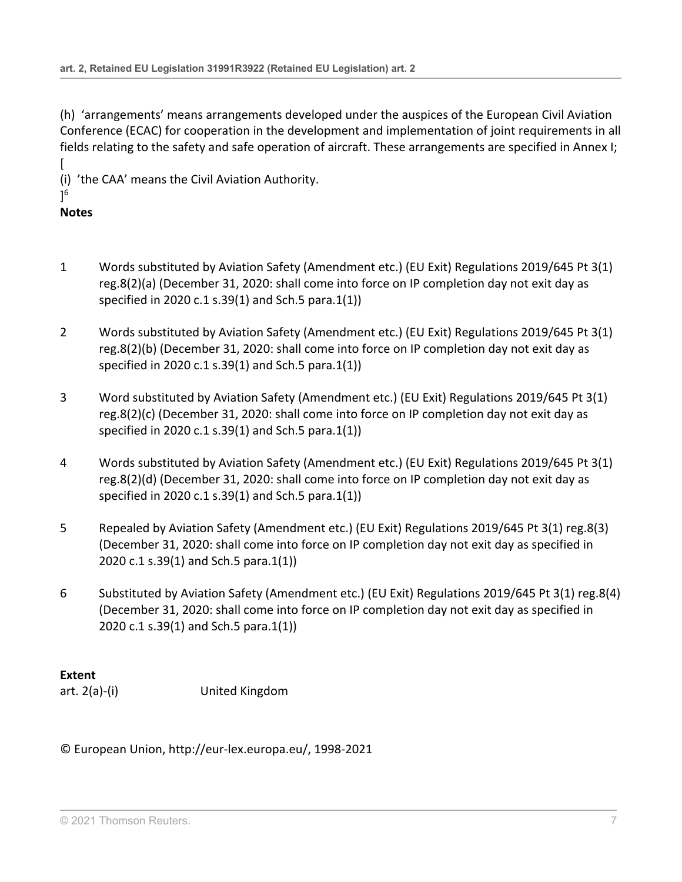(h) 'arrangements' means arrangements developed under the auspices of the European Civil Aviation Conference (ECAC) for cooperation in the development and implementation of joint requirements in all fields relating to the safety and safe operation of aircraft. These arrangements are specified in Annex I;
[
(i) 'the CAA' means the Civil Aviation Authority.
][6]

**Notes**

1 Words substituted by Aviation Safety (Amendment etc.) (EU Exit) Regulations 2019/645 Pt 3(1) reg.8(2)(a) (December 31, 2020: shall come into force on IP completion day not exit day as specified in 2020 c.1 s.39(1) and Sch.5 para.1(1))

2 Words substituted by Aviation Safety (Amendment etc.) (EU Exit) Regulations 2019/645 Pt 3(1) reg.8(2)(b) (December 31, 2020: shall come into force on IP completion day not exit day as specified in 2020 c.1 s.39(1) and Sch.5 para.1(1))

3 Word substituted by Aviation Safety (Amendment etc.) (EU Exit) Regulations 2019/645 Pt 3(1) reg.8(2)(c) (December 31, 2020: shall come into force on IP completion day not exit day as specified in 2020 c.1 s.39(1) and Sch.5 para.1(1))

4 Words substituted by Aviation Safety (Amendment etc.) (EU Exit) Regulations 2019/645 Pt 3(1) reg.8(2)(d) (December 31, 2020: shall come into force on IP completion day not exit day as specified in 2020 c.1 s.39(1) and Sch.5 para.1(1))

5 Repealed by Aviation Safety (Amendment etc.) (EU Exit) Regulations 2019/645 Pt 3(1) reg.8(3) (December 31, 2020: shall come into force on IP completion day not exit day as specified in 2020 c.1 s.39(1) and Sch.5 para.1(1))

6 Substituted by Aviation Safety (Amendment etc.) (EU Exit) Regulations 2019/645 Pt 3(1) reg.8(4) (December 31, 2020: shall come into force on IP completion day not exit day as specified in 2020 c.1 s.39(1) and Sch.5 para.1(1))

**Extent**

art. 2(a)-(i) United Kingdom

© European Union, http://eur-lex.europa.eu/, 1998-2021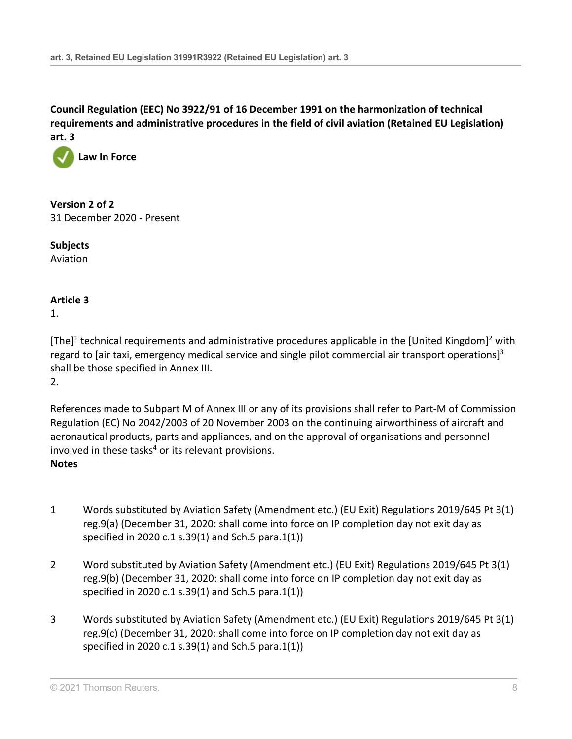**Council Regulation (EEC) No 3922/91 of 16 December 1991 on the harmonization of technical requirements and administrative procedures in the field of civil aviation (Retained EU Legislation) art. 3**

**Law In Force**

**Version 2 of 2**
31 December 2020 - Present

**Subjects**
Aviation

**Article 3**

1.

[The][1] technical requirements and administrative procedures applicable in the [United Kingdom][2] with regard to [air taxi, emergency medical service and single pilot commercial air transport operations][3] shall be those specified in Annex III.

2.

References made to Subpart M of Annex III or any of its provisions shall refer to Part-M of Commission Regulation (EC) No 2042/2003 of 20 November 2003 on the continuing airworthiness of aircraft and aeronautical products, parts and appliances, and on the approval of organisations and personnel involved in these tasks[4] or its relevant provisions.

**Notes**

1. Words substituted by Aviation Safety (Amendment etc.) (EU Exit) Regulations 2019/645 Pt 3(1) reg.9(a) (December 31, 2020: shall come into force on IP completion day not exit day as specified in 2020 c.1 s.39(1) and Sch.5 para.1(1))

2. Word substituted by Aviation Safety (Amendment etc.) (EU Exit) Regulations 2019/645 Pt 3(1) reg.9(b) (December 31, 2020: shall come into force on IP completion day not exit day as specified in 2020 c.1 s.39(1) and Sch.5 para.1(1))

3. Words substituted by Aviation Safety (Amendment etc.) (EU Exit) Regulations 2019/645 Pt 3(1) reg.9(c) (December 31, 2020: shall come into force on IP completion day not exit day as specified in 2020 c.1 s.39(1) and Sch.5 para.1(1))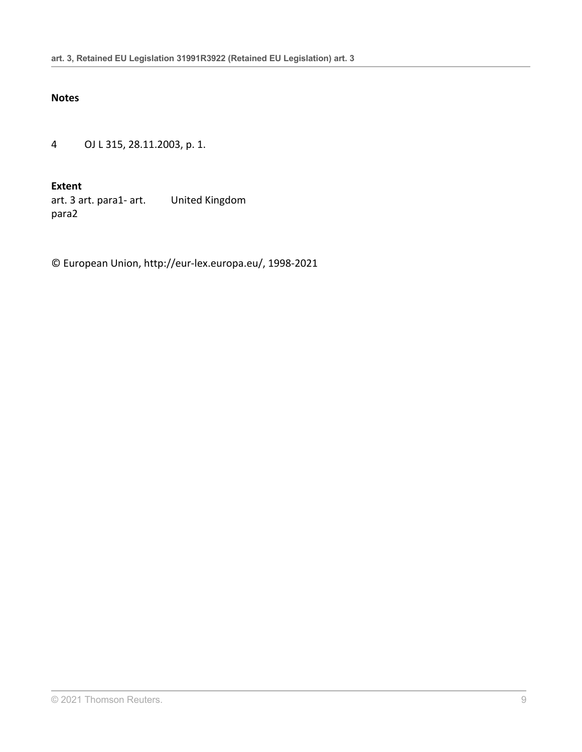## Notes

4 OJ L 315, 28.11.2003, p. 1.

## Extent

| | |
|---|---|
| art. 3 art. para1- art. para2 | United Kingdom |

© European Union, http://eur-lex.europa.eu/, 1998-2021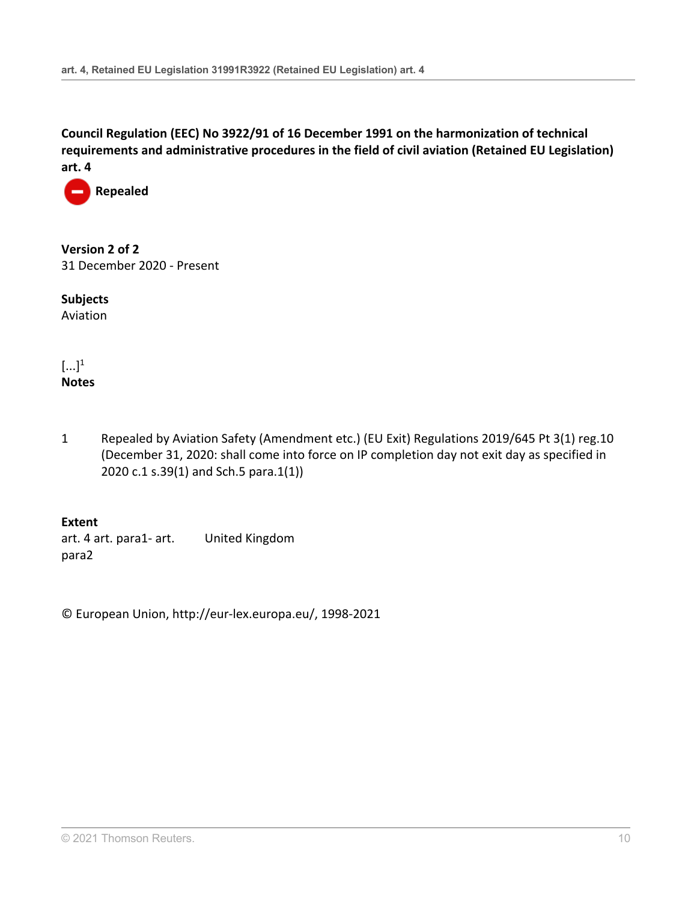**Council Regulation (EEC) No 3922/91 of 16 December 1991 on the harmonization of technical requirements and administrative procedures in the field of civil aviation (Retained EU Legislation) art. 4**

**Repealed**

**Version 2 of 2**
31 December 2020 - Present

**Subjects**
Aviation

[...][1]

**Notes**

1 Repealed by Aviation Safety (Amendment etc.) (EU Exit) Regulations 2019/645 Pt 3(1) reg.10 (December 31, 2020: shall come into force on IP completion day not exit day as specified in 2020 c.1 s.39(1) and Sch.5 para.1(1))

**Extent**

| | |
|---|---|
| art. 4 art. para1- art. para2 | United Kingdom |

© European Union, http://eur-lex.europa.eu/, 1998-2021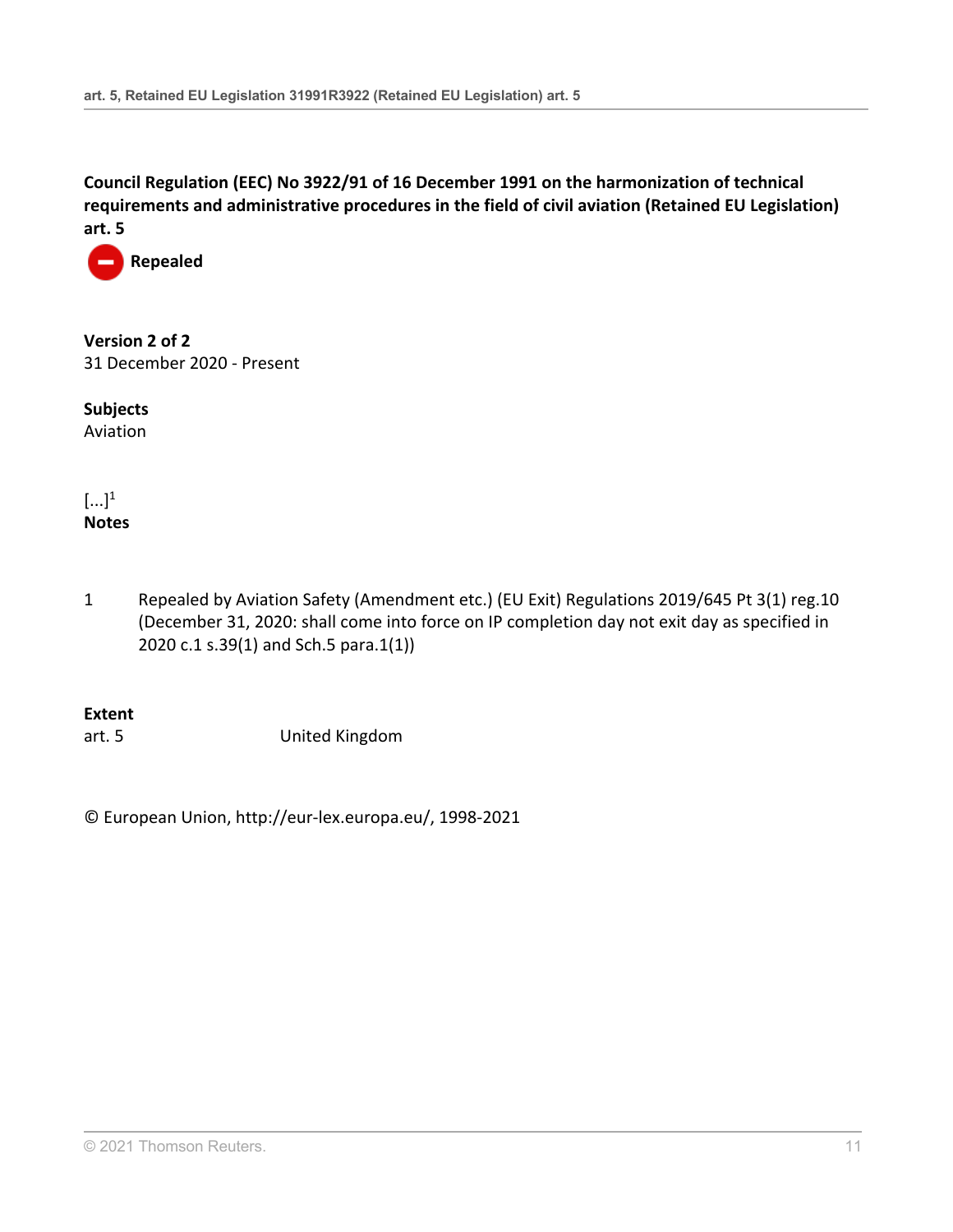**Council Regulation (EEC) No 3922/91 of 16 December 1991 on the harmonization of technical requirements and administrative procedures in the field of civil aviation (Retained EU Legislation) art. 5**

**Repealed**

**Version 2 of 2**
31 December 2020 - Present

**Subjects**
Aviation

[...][1]

**Notes**

1 Repealed by Aviation Safety (Amendment etc.) (EU Exit) Regulations 2019/645 Pt 3(1) reg.10 (December 31, 2020: shall come into force on IP completion day not exit day as specified in 2020 c.1 s.39(1) and Sch.5 para.1(1))

**Extent**

| | |
|---|---|
| art. 5 | United Kingdom |

© European Union, http://eur-lex.europa.eu/, 1998-2021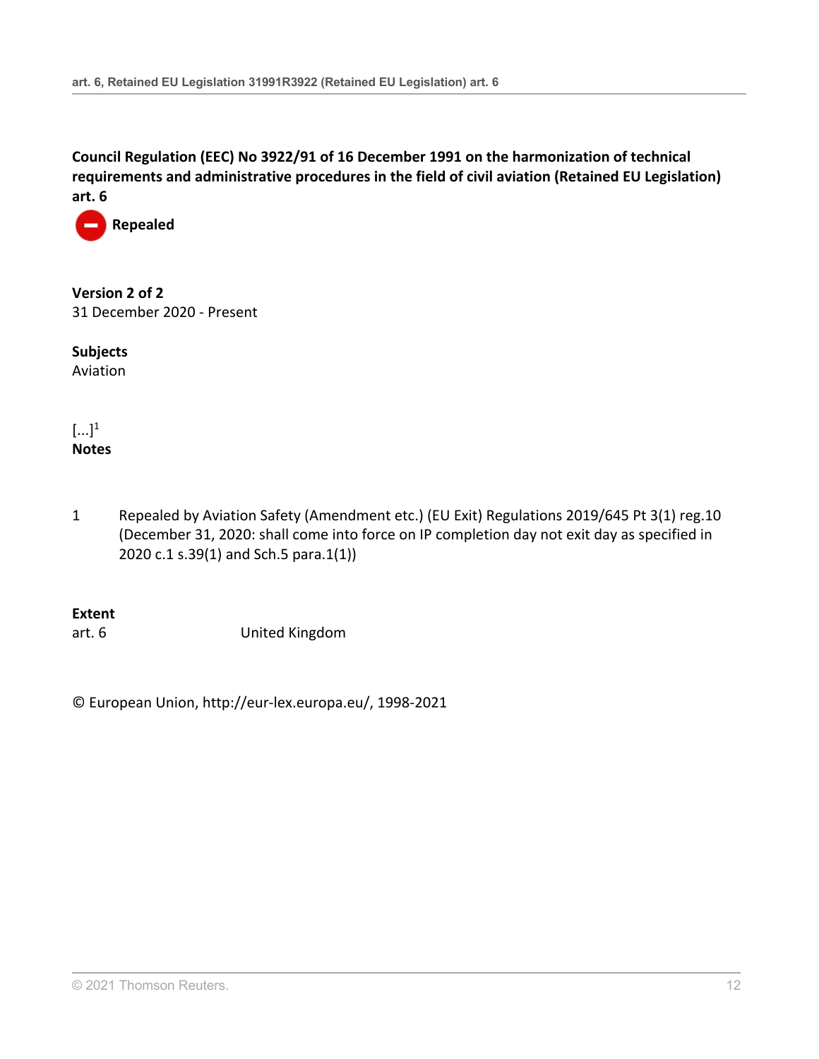**Council Regulation (EEC) No 3922/91 of 16 December 1991 on the harmonization of technical requirements and administrative procedures in the field of civil aviation (Retained EU Legislation) art. 6**

**Repealed**

**Version 2 of 2**
31 December 2020 - Present

**Subjects**
Aviation

[...][1]
**Notes**

1 Repealed by Aviation Safety (Amendment etc.) (EU Exit) Regulations 2019/645 Pt 3(1) reg.10 (December 31, 2020: shall come into force on IP completion day not exit day as specified in 2020 c.1 s.39(1) and Sch.5 para.1(1))

**Extent**

| | |
|---|---|
| art. 6 | United Kingdom |

© European Union, http://eur-lex.europa.eu/, 1998-2021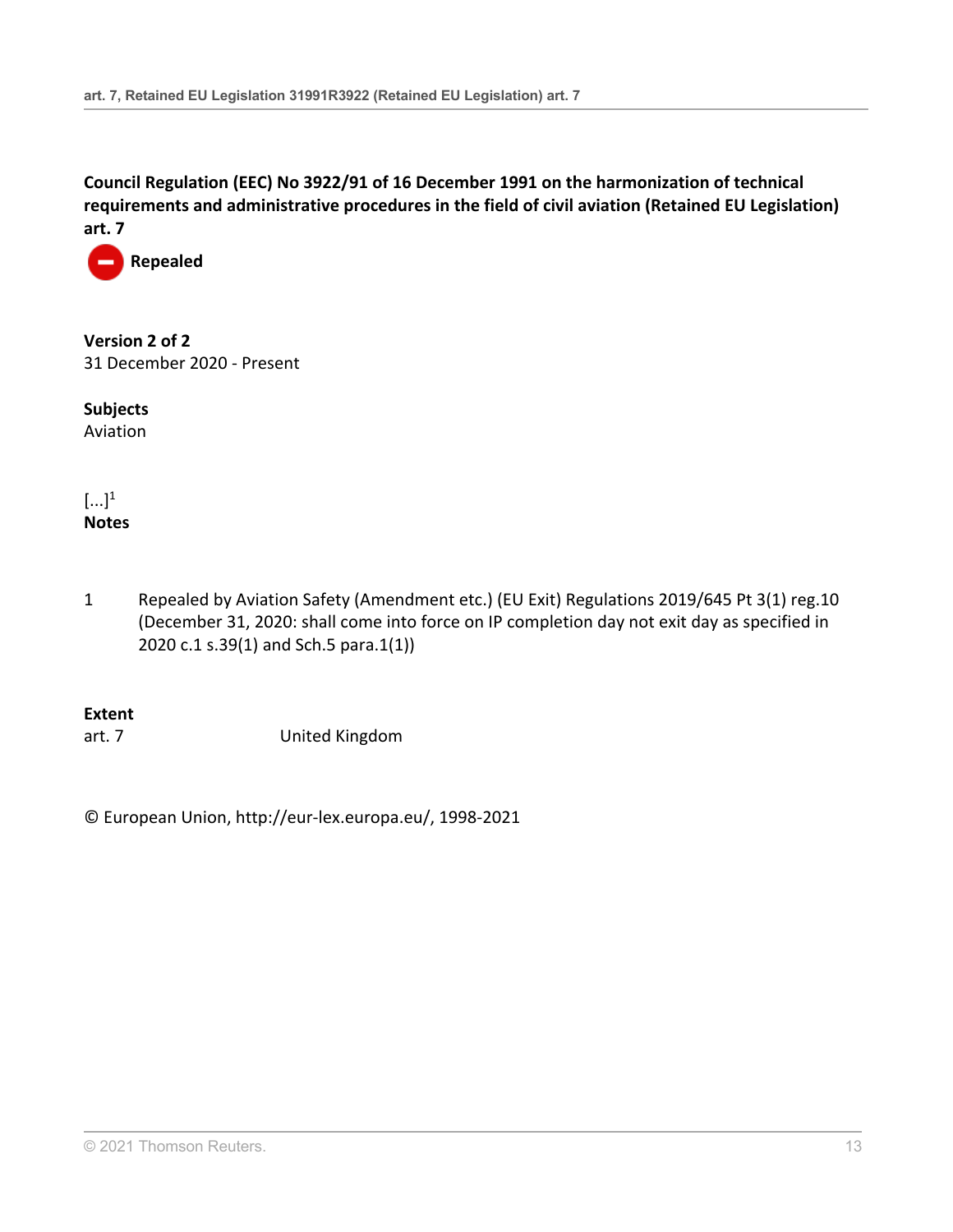**Council Regulation (EEC) No 3922/91 of 16 December 1991 on the harmonization of technical requirements and administrative procedures in the field of civil aviation (Retained EU Legislation) art. 7**

**Repealed**

**Version 2 of 2**
31 December 2020 - Present

**Subjects**
Aviation

[...][1]

**Notes**

1 Repealed by Aviation Safety (Amendment etc.) (EU Exit) Regulations 2019/645 Pt 3(1) reg.10 (December 31, 2020: shall come into force on IP completion day not exit day as specified in 2020 c.1 s.39(1) and Sch.5 para.1(1))

**Extent**

| | |
|---|---|
| art. 7 | United Kingdom |

© European Union, http://eur-lex.europa.eu/, 1998-2021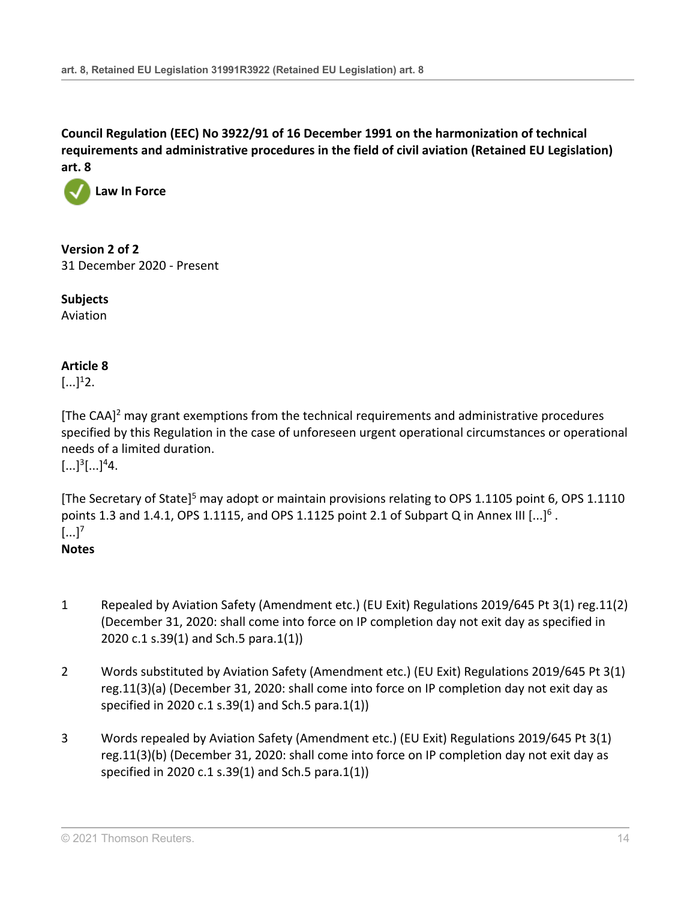**Council Regulation (EEC) No 3922/91 of 16 December 1991 on the harmonization of technical requirements and administrative procedures in the field of civil aviation (Retained EU Legislation) art. 8**

**Law In Force**

**Version 2 of 2**
31 December 2020 - Present

**Subjects**
Aviation

**Article 8**
[...][1]2.

[The CAA][2] may grant exemptions from the technical requirements and administrative procedures specified by this Regulation in the case of unforeseen urgent operational circumstances or operational needs of a limited duration.
[...][3][...][4]4.

[The Secretary of State][5] may adopt or maintain provisions relating to OPS 1.1105 point 6, OPS 1.1110 points 1.3 and 1.4.1, OPS 1.1115, and OPS 1.1125 point 2.1 of Subpart Q in Annex III [...][6] .
[...][7]

**Notes**

1. Repealed by Aviation Safety (Amendment etc.) (EU Exit) Regulations 2019/645 Pt 3(1) reg.11(2) (December 31, 2020: shall come into force on IP completion day not exit day as specified in 2020 c.1 s.39(1) and Sch.5 para.1(1))

2. Words substituted by Aviation Safety (Amendment etc.) (EU Exit) Regulations 2019/645 Pt 3(1) reg.11(3)(a) (December 31, 2020: shall come into force on IP completion day not exit day as specified in 2020 c.1 s.39(1) and Sch.5 para.1(1))

3. Words repealed by Aviation Safety (Amendment etc.) (EU Exit) Regulations 2019/645 Pt 3(1) reg.11(3)(b) (December 31, 2020: shall come into force on IP completion day not exit day as specified in 2020 c.1 s.39(1) and Sch.5 para.1(1))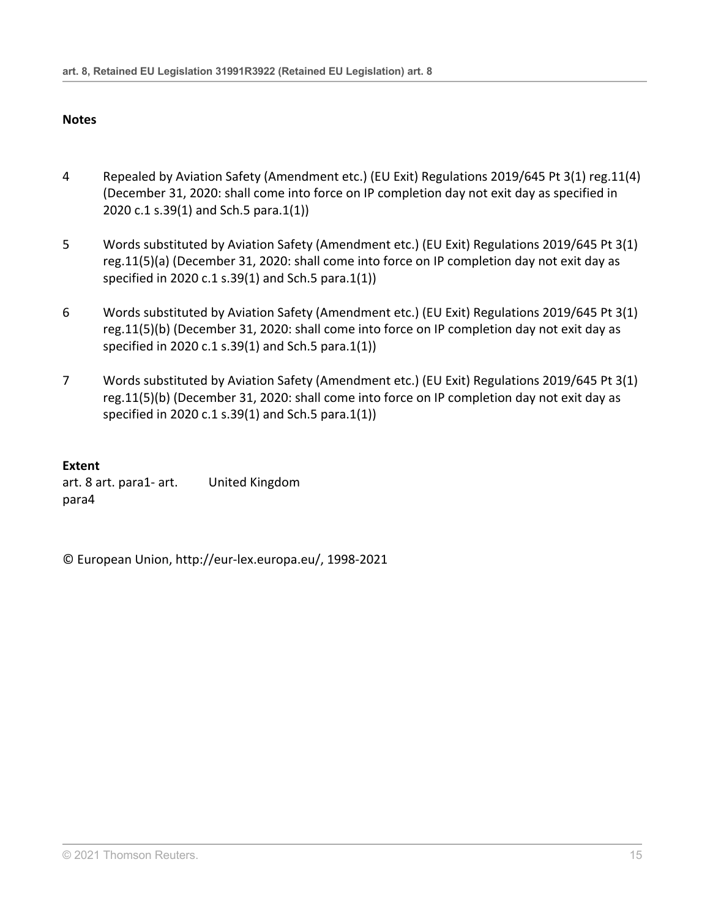**Notes**

4 Repealed by Aviation Safety (Amendment etc.) (EU Exit) Regulations 2019/645 Pt 3(1) reg.11(4) (December 31, 2020: shall come into force on IP completion day not exit day as specified in 2020 c.1 s.39(1) and Sch.5 para.1(1))

5 Words substituted by Aviation Safety (Amendment etc.) (EU Exit) Regulations 2019/645 Pt 3(1) reg.11(5)(a) (December 31, 2020: shall come into force on IP completion day not exit day as specified in 2020 c.1 s.39(1) and Sch.5 para.1(1))

6 Words substituted by Aviation Safety (Amendment etc.) (EU Exit) Regulations 2019/645 Pt 3(1) reg.11(5)(b) (December 31, 2020: shall come into force on IP completion day not exit day as specified in 2020 c.1 s.39(1) and Sch.5 para.1(1))

7 Words substituted by Aviation Safety (Amendment etc.) (EU Exit) Regulations 2019/645 Pt 3(1) reg.11(5)(b) (December 31, 2020: shall come into force on IP completion day not exit day as specified in 2020 c.1 s.39(1) and Sch.5 para.1(1))

**Extent**

| | |
|---|---|
| art. 8 art. para1- art. para4 | United Kingdom |

© European Union, http://eur-lex.europa.eu/, 1998-2021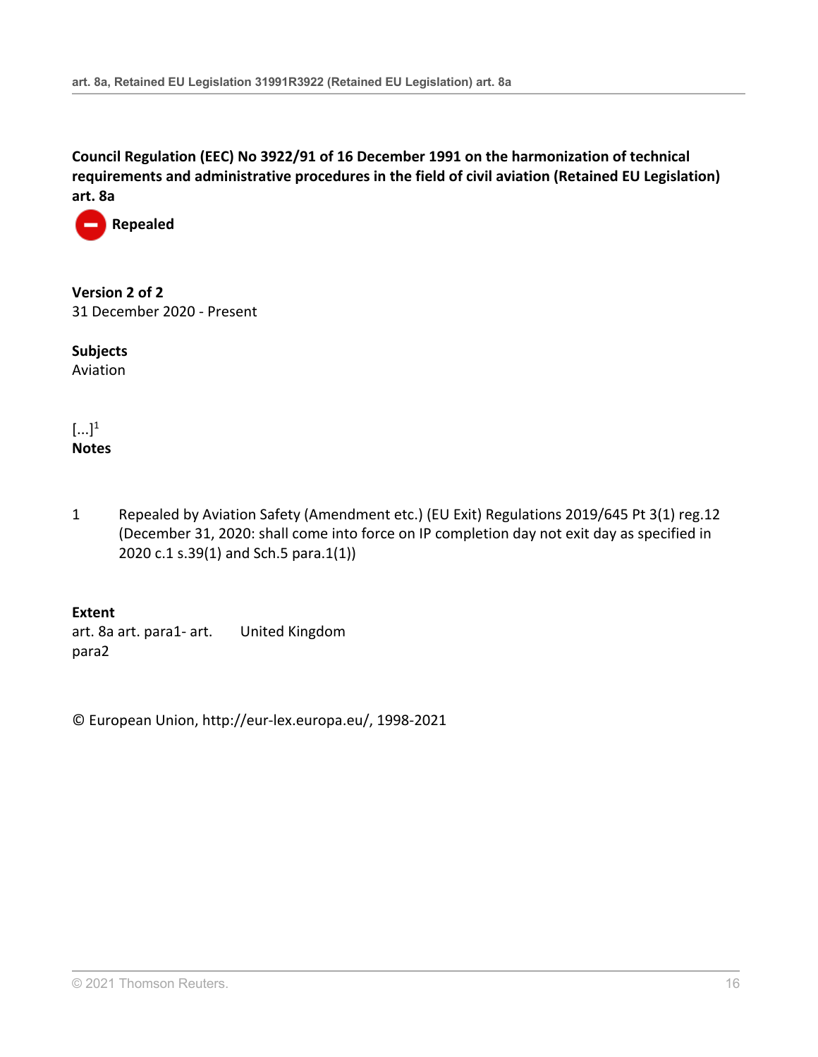**Council Regulation (EEC) No 3922/91 of 16 December 1991 on the harmonization of technical requirements and administrative procedures in the field of civil aviation (Retained EU Legislation) art. 8a**

**Repealed**

**Version 2 of 2**
31 December 2020 - Present

**Subjects**
Aviation

[...][1]

**Notes**

1 Repealed by Aviation Safety (Amendment etc.) (EU Exit) Regulations 2019/645 Pt 3(1) reg.12 (December 31, 2020: shall come into force on IP completion day not exit day as specified in 2020 c.1 s.39(1) and Sch.5 para.1(1))

**Extent**

| | |
|---|---|
| art. 8a art. para1- art. para2 | United Kingdom |

© European Union, http://eur-lex.europa.eu/, 1998-2021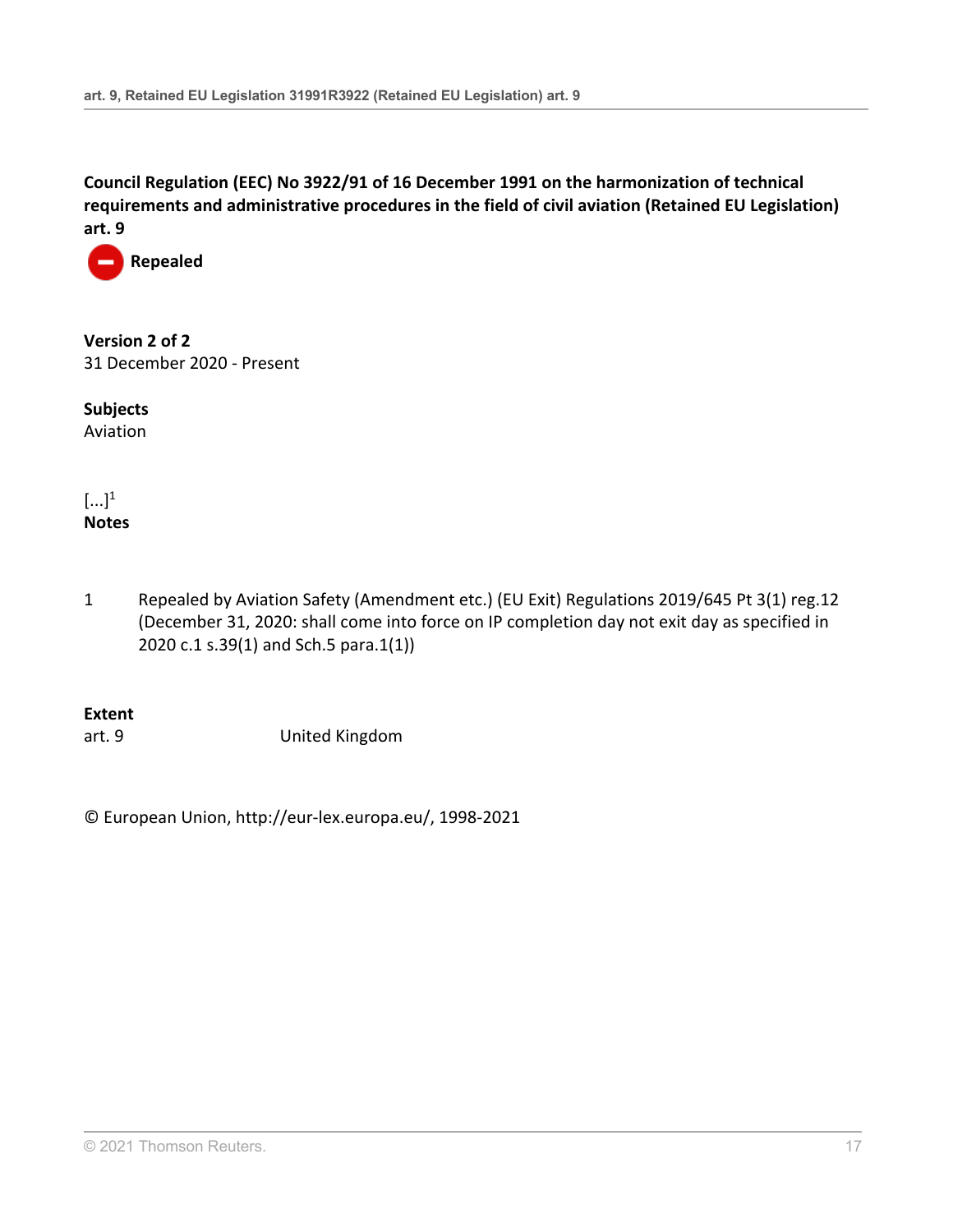**Council Regulation (EEC) No 3922/91 of 16 December 1991 on the harmonization of technical requirements and administrative procedures in the field of civil aviation (Retained EU Legislation) art. 9**

**Repealed**

**Version 2 of 2**
31 December 2020 - Present

**Subjects**
Aviation

[...][1]

**Notes**

1 Repealed by Aviation Safety (Amendment etc.) (EU Exit) Regulations 2019/645 Pt 3(1) reg.12 (December 31, 2020: shall come into force on IP completion day not exit day as specified in 2020 c.1 s.39(1) and Sch.5 para.1(1))

**Extent**

| | |
|---|---|
| art. 9 | United Kingdom |

© European Union, http://eur-lex.europa.eu/, 1998-2021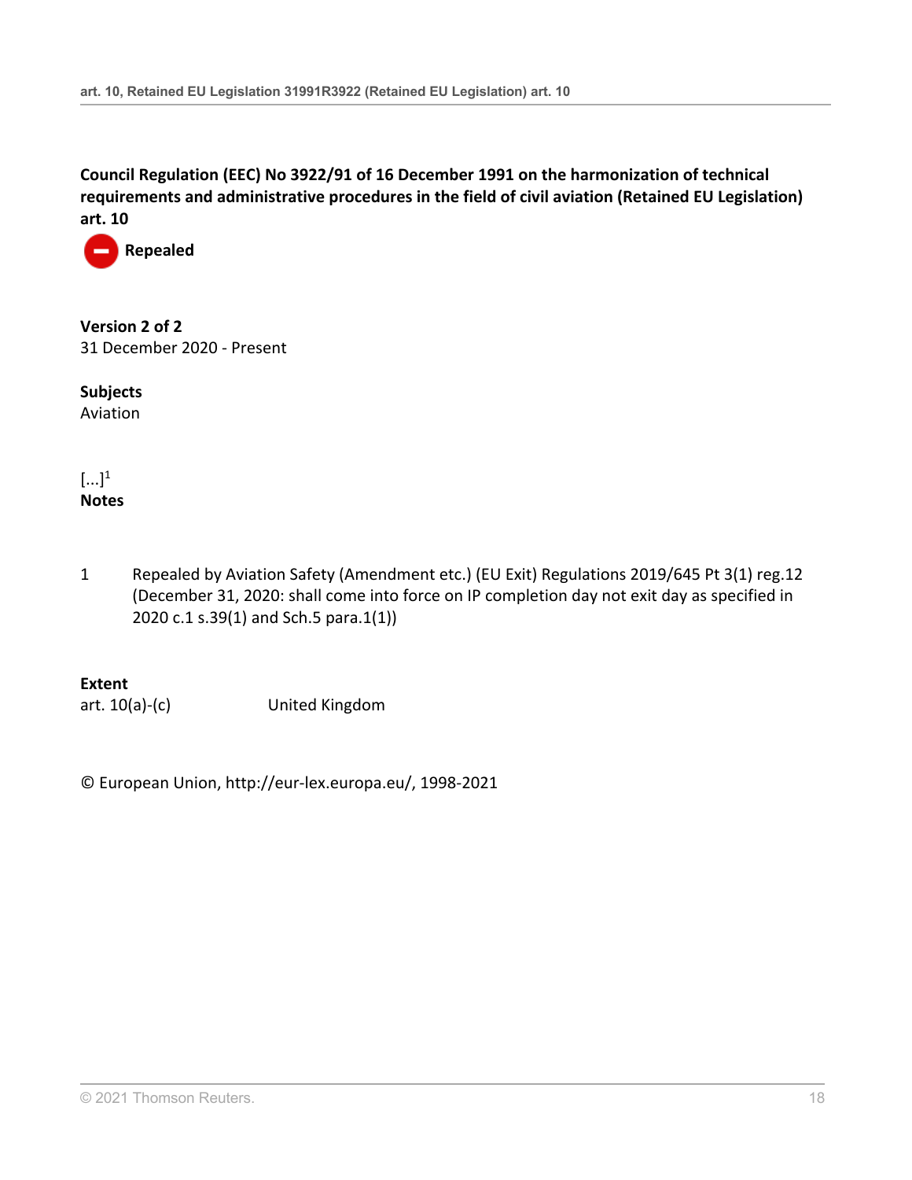**Council Regulation (EEC) No 3922/91 of 16 December 1991 on the harmonization of technical requirements and administrative procedures in the field of civil aviation (Retained EU Legislation) art. 10**

**Repealed**

**Version 2 of 2**
31 December 2020 - Present

**Subjects**
Aviation

[...][1]

**Notes**

1 Repealed by Aviation Safety (Amendment etc.) (EU Exit) Regulations 2019/645 Pt 3(1) reg.12 (December 31, 2020: shall come into force on IP completion day not exit day as specified in 2020 c.1 s.39(1) and Sch.5 para.1(1))

**Extent**

| | |
|---|---|
| art. 10(a)-(c) | United Kingdom |

© European Union, http://eur-lex.europa.eu/, 1998-2021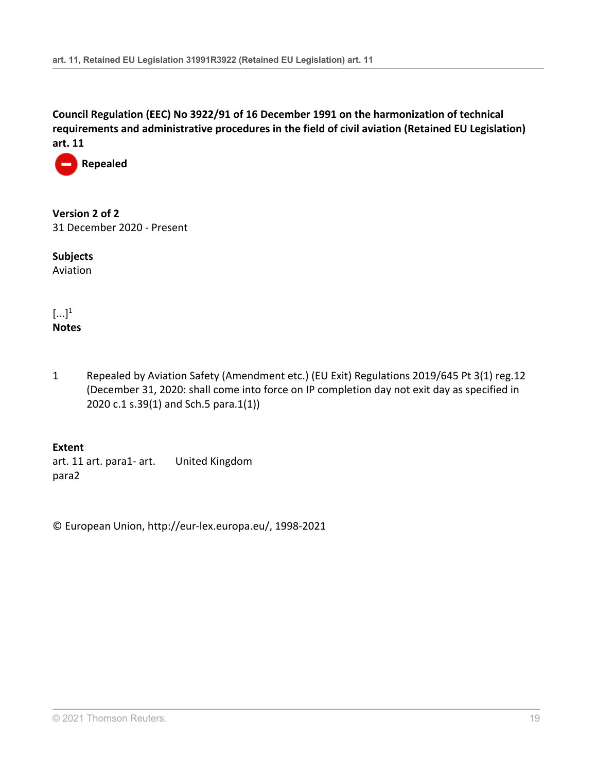**Council Regulation (EEC) No 3922/91 of 16 December 1991 on the harmonization of technical requirements and administrative procedures in the field of civil aviation (Retained EU Legislation) art. 11**

**Repealed**

**Version 2 of 2**
31 December 2020 - Present

**Subjects**
Aviation

[...][1]

**Notes**

1 Repealed by Aviation Safety (Amendment etc.) (EU Exit) Regulations 2019/645 Pt 3(1) reg.12 (December 31, 2020: shall come into force on IP completion day not exit day as specified in 2020 c.1 s.39(1) and Sch.5 para.1(1))

**Extent**

| | |
|---|---|
| art. 11 art. para1- art. para2 | United Kingdom |

© European Union, http://eur-lex.europa.eu/, 1998-2021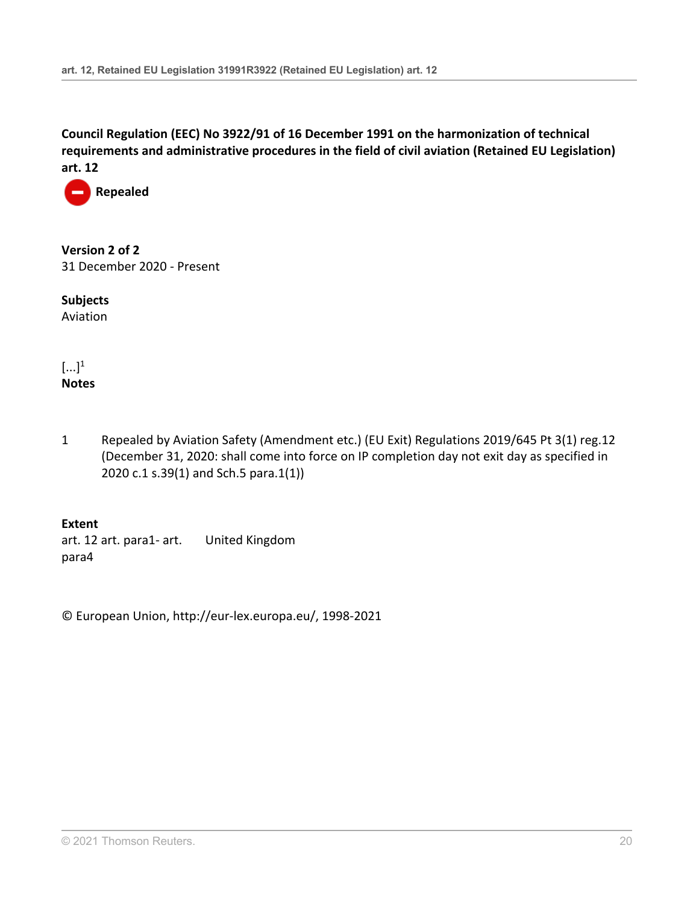**Council Regulation (EEC) No 3922/91 of 16 December 1991 on the harmonization of technical requirements and administrative procedures in the field of civil aviation (Retained EU Legislation) art. 12**

**Repealed**

**Version 2 of 2**
31 December 2020 - Present

**Subjects**
Aviation

[...][1]

**Notes**

1 Repealed by Aviation Safety (Amendment etc.) (EU Exit) Regulations 2019/645 Pt 3(1) reg.12 (December 31, 2020: shall come into force on IP completion day not exit day as specified in 2020 c.1 s.39(1) and Sch.5 para.1(1))

**Extent**

| | |
|---|---|
| art. 12 art. para1- art. para4 | United Kingdom |

© European Union, http://eur-lex.europa.eu/, 1998-2021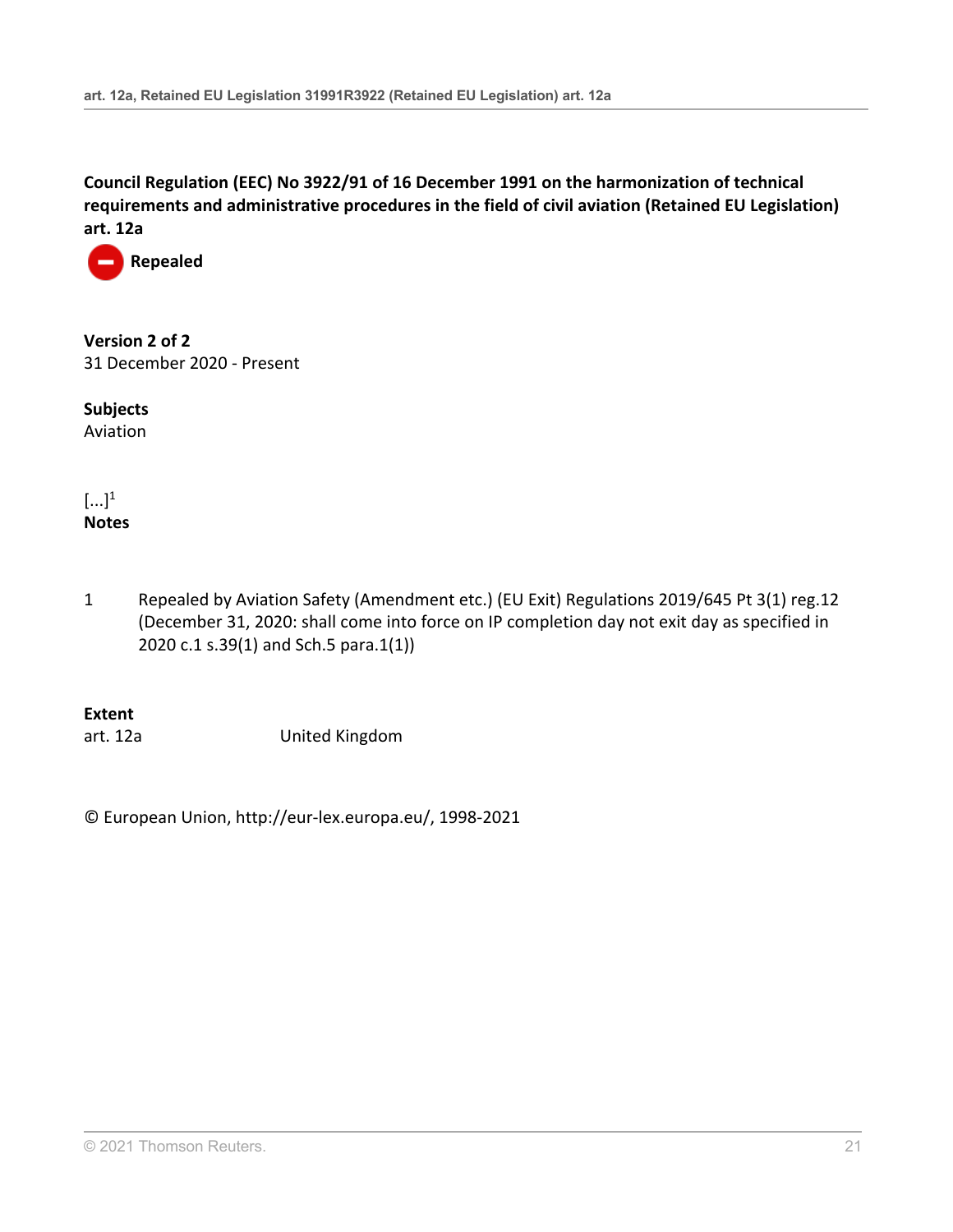**Council Regulation (EEC) No 3922/91 of 16 December 1991 on the harmonization of technical requirements and administrative procedures in the field of civil aviation (Retained EU Legislation) art. 12a**

**Repealed**

**Version 2 of 2**
31 December 2020 - Present

**Subjects**
Aviation

[...][1]
**Notes**

1 Repealed by Aviation Safety (Amendment etc.) (EU Exit) Regulations 2019/645 Pt 3(1) reg.12 (December 31, 2020: shall come into force on IP completion day not exit day as specified in 2020 c.1 s.39(1) and Sch.5 para.1(1))

**Extent**

| | |
|---|---|
| art. 12a | United Kingdom |

© European Union, http://eur-lex.europa.eu/, 1998-2021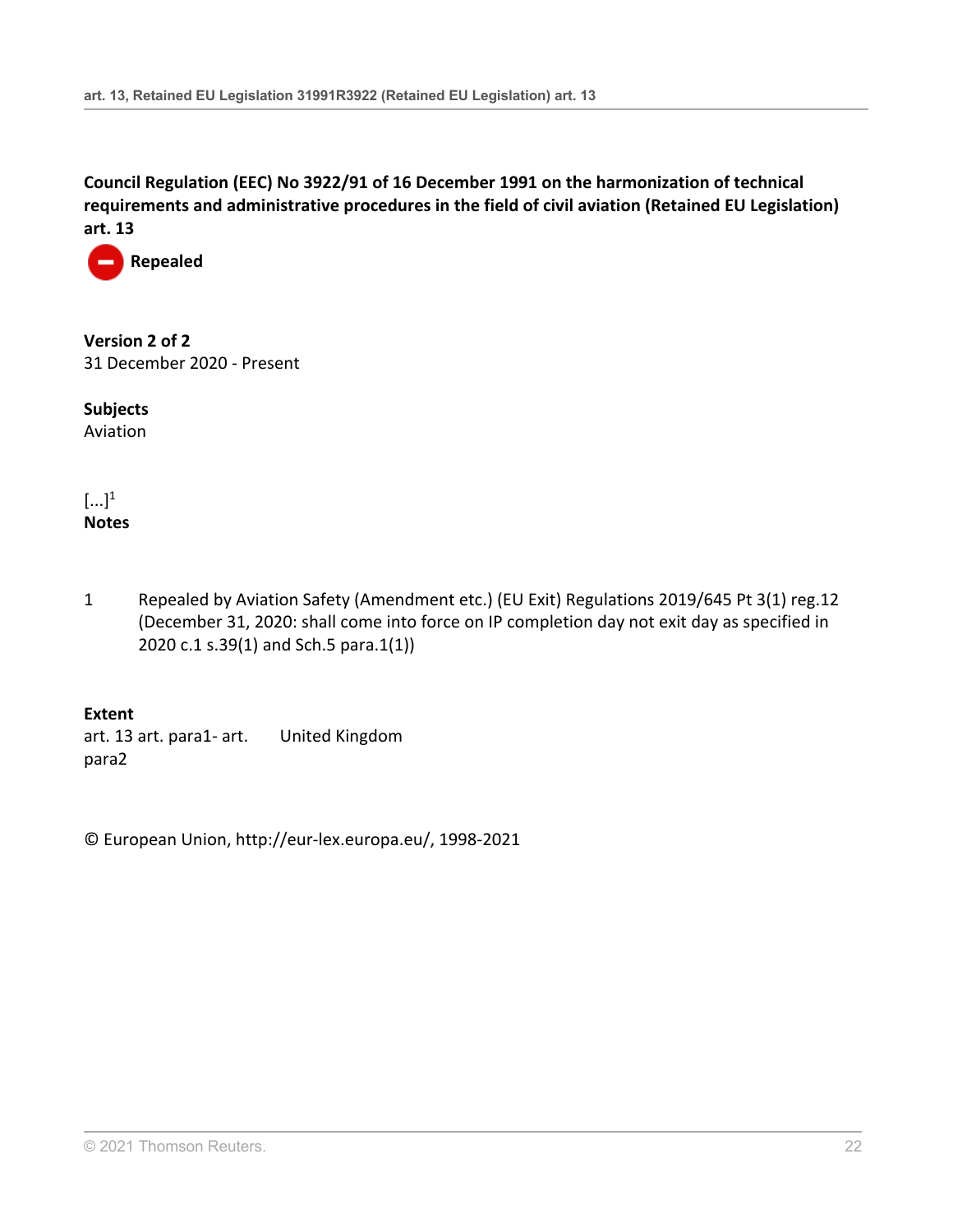**Council Regulation (EEC) No 3922/91 of 16 December 1991 on the harmonization of technical requirements and administrative procedures in the field of civil aviation (Retained EU Legislation) art. 13**

Repealed

**Version 2 of 2**
31 December 2020 - Present

**Subjects**
Aviation

[...][1]
**Notes**

1 Repealed by Aviation Safety (Amendment etc.) (EU Exit) Regulations 2019/645 Pt 3(1) reg.12 (December 31, 2020: shall come into force on IP completion day not exit day as specified in 2020 c.1 s.39(1) and Sch.5 para.1(1))

**Extent**

| | |
|---|---|
| art. 13 art. para1- art. para2 | United Kingdom |

© European Union, http://eur-lex.europa.eu/, 1998-2021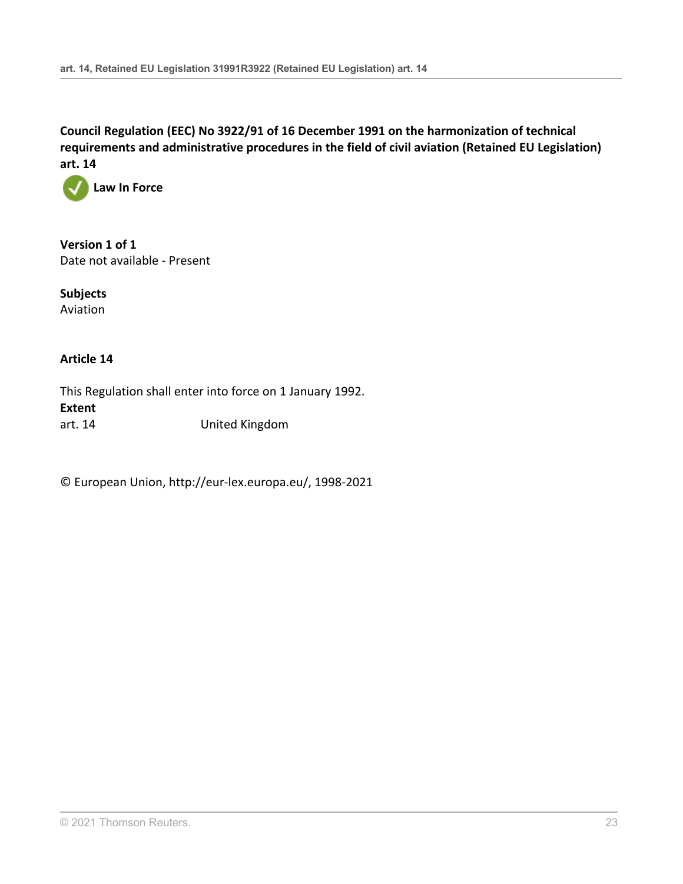**Council Regulation (EEC) No 3922/91 of 16 December 1991 on the harmonization of technical requirements and administrative procedures in the field of civil aviation (Retained EU Legislation) art. 14**

**Law In Force**

**Version 1 of 1**
Date not available - Present

**Subjects**
Aviation

**Article 14**

This Regulation shall enter into force on 1 January 1992.

**Extent**

| | |
|---|---|
| art. 14 | United Kingdom |

© European Union, http://eur-lex.europa.eu/, 1998-2021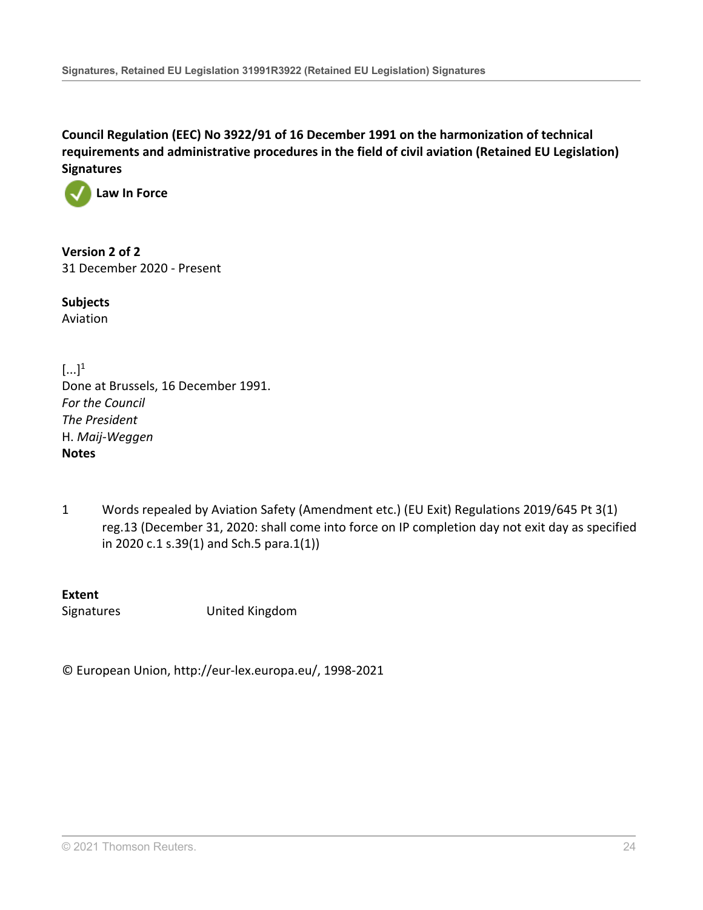**Council Regulation (EEC) No 3922/91 of 16 December 1991 on the harmonization of technical requirements and administrative procedures in the field of civil aviation (Retained EU Legislation) Signatures**

**Law In Force**

**Version 2 of 2**

31 December 2020 - Present

**Subjects**

Aviation

[...][1]

Done at Brussels, 16 December 1991.

*For the Council*

*The President*

H. *Maij-Weggen*

**Notes**

1 Words repealed by Aviation Safety (Amendment etc.) (EU Exit) Regulations 2019/645 Pt 3(1) reg.13 (December 31, 2020: shall come into force on IP completion day not exit day as specified in 2020 c.1 s.39(1) and Sch.5 para.1(1))

**Extent**

| | |
|---|---|
| Signatures | United Kingdom |

© European Union, http://eur-lex.europa.eu/, 1998-2021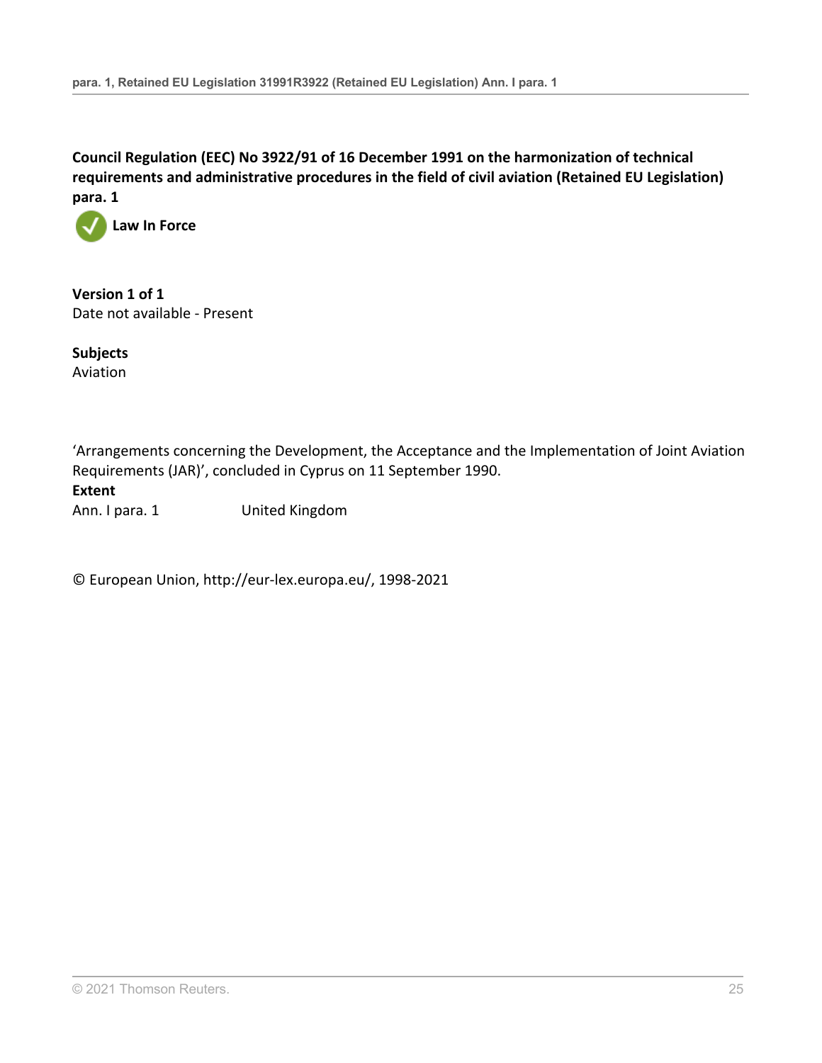**Council Regulation (EEC) No 3922/91 of 16 December 1991 on the harmonization of technical requirements and administrative procedures in the field of civil aviation (Retained EU Legislation) para. 1**

**Law In Force**

**Version 1 of 1**
Date not available - Present

**Subjects**
Aviation

'Arrangements concerning the Development, the Acceptance and the Implementation of Joint Aviation Requirements (JAR)', concluded in Cyprus on 11 September 1990.

**Extent**

| | |
|---|---|
| Ann. I para. 1 | United Kingdom |

© European Union, http://eur-lex.europa.eu/, 1998-2021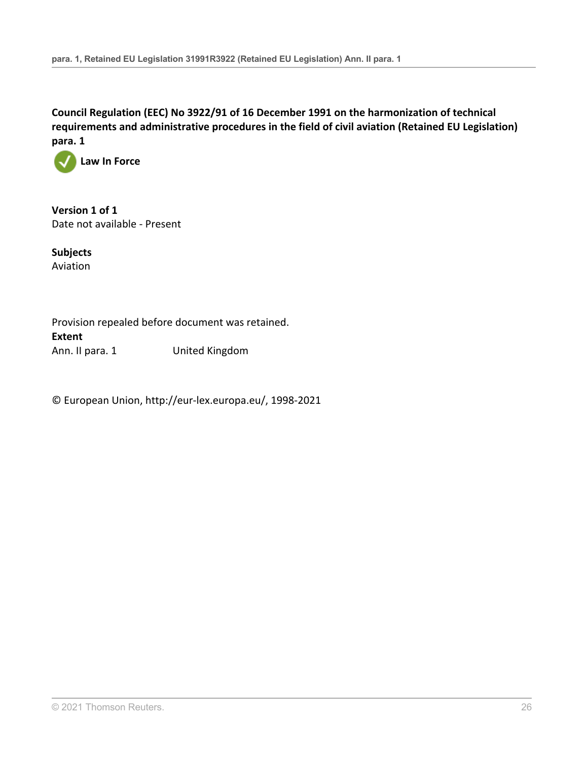**Council Regulation (EEC) No 3922/91 of 16 December 1991 on the harmonization of technical requirements and administrative procedures in the field of civil aviation (Retained EU Legislation) para. 1**

**Law In Force**

**Version 1 of 1**
Date not available - Present

**Subjects**
Aviation

Provision repealed before document was retained.

**Extent**

| | |
|---|---|
| Ann. II para. 1 | United Kingdom |

© European Union, http://eur-lex.europa.eu/, 1998-2021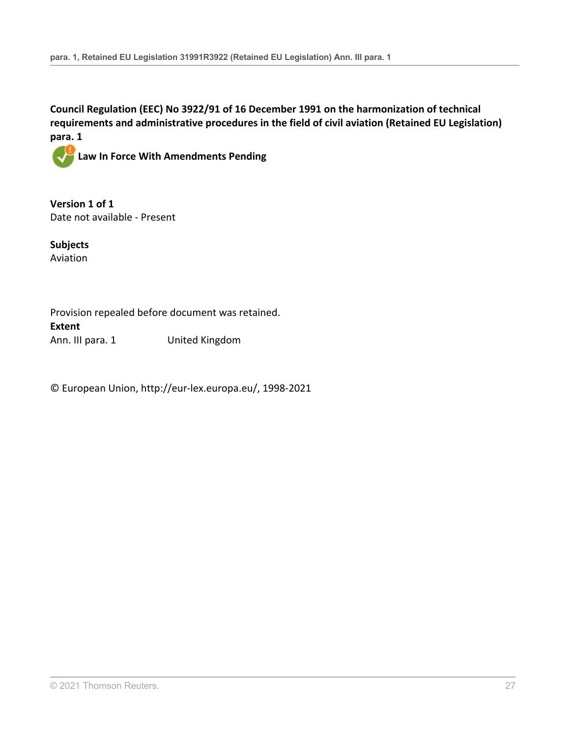**Council Regulation (EEC) No 3922/91 of 16 December 1991 on the harmonization of technical requirements and administrative procedures in the field of civil aviation (Retained EU Legislation) para. 1**

**Law In Force With Amendments Pending**

**Version 1 of 1**
Date not available - Present

**Subjects**
Aviation

Provision repealed before document was retained.

**Extent**

| | |
|---|---|
| Ann. III para. 1 | United Kingdom |

© European Union, http://eur-lex.europa.eu/, 1998-2021